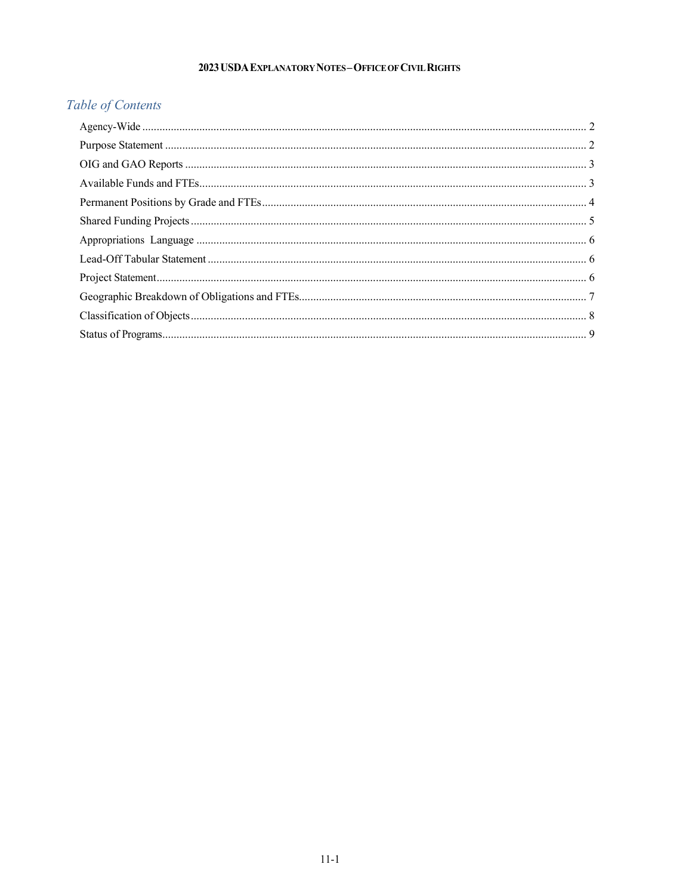# 2023 USDA Explanatory Notes – Office of Civil Rights

## *Table of Contents*

- Agency-Wide ... 2
- Purpose Statement ... 2
- OIG and GAO Reports ... 3
- Available Funds and FTEs ... 3
- Permanent Positions by Grade and FTEs ... 4
- Shared Funding Projects ... 5
- Appropriations Language ... 6
- Lead-Off Tabular Statement ... 6
- Project Statement ... 6
- Geographic Breakdown of Obligations and FTEs ... 7
- Classification of Objects ... 8
- Status of Programs ... 9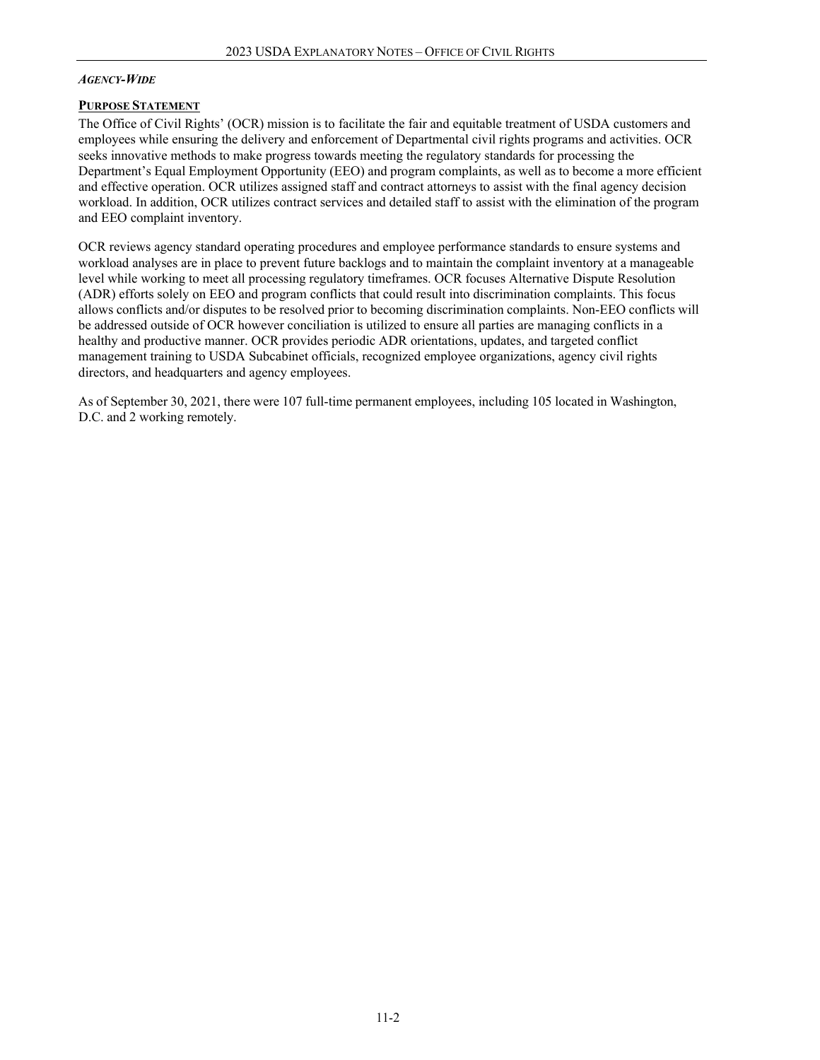***Agency-Wide***

## **Purpose Statement**

The Office of Civil Rights' (OCR) mission is to facilitate the fair and equitable treatment of USDA customers and employees while ensuring the delivery and enforcement of Departmental civil rights programs and activities. OCR seeks innovative methods to make progress towards meeting the regulatory standards for processing the Department's Equal Employment Opportunity (EEO) and program complaints, as well as to become a more efficient and effective operation. OCR utilizes assigned staff and contract attorneys to assist with the final agency decision workload. In addition, OCR utilizes contract services and detailed staff to assist with the elimination of the program and EEO complaint inventory.

OCR reviews agency standard operating procedures and employee performance standards to ensure systems and workload analyses are in place to prevent future backlogs and to maintain the complaint inventory at a manageable level while working to meet all processing regulatory timeframes. OCR focuses Alternative Dispute Resolution (ADR) efforts solely on EEO and program conflicts that could result into discrimination complaints. This focus allows conflicts and/or disputes to be resolved prior to becoming discrimination complaints. Non-EEO conflicts will be addressed outside of OCR however conciliation is utilized to ensure all parties are managing conflicts in a healthy and productive manner. OCR provides periodic ADR orientations, updates, and targeted conflict management training to USDA Subcabinet officials, recognized employee organizations, agency civil rights directors, and headquarters and agency employees.

As of September 30, 2021, there were 107 full-time permanent employees, including 105 located in Washington, D.C. and 2 working remotely.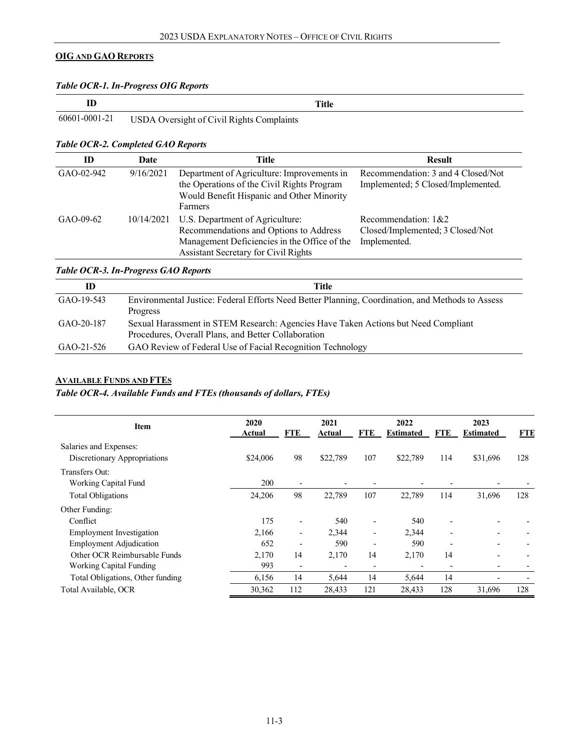## OIG AND GAO REPORTS

*Table OCR-1. In-Progress OIG Reports*

| ID | Title |
|---|---|
| 60601-0001-21 | USDA Oversight of Civil Rights Complaints |

*Table OCR-2. Completed GAO Reports*

| ID | Date | Title | Result |
|---|---|---|---|
| GAO-02-942 | 9/16/2021 | Department of Agriculture: Improvements in the Operations of the Civil Rights Program Would Benefit Hispanic and Other Minority Farmers | Recommendation: 3 and 4 Closed/Not Implemented; 5 Closed/Implemented. |
| GAO-09-62 | 10/14/2021 | U.S. Department of Agriculture: Recommendations and Options to Address Management Deficiencies in the Office of the Assistant Secretary for Civil Rights | Recommendation: 1&2 Closed/Implemented; 3 Closed/Not Implemented. |

*Table OCR-3. In-Progress GAO Reports*

| ID | Title |
|---|---|
| GAO-19-543 | Environmental Justice: Federal Efforts Need Better Planning, Coordination, and Methods to Assess Progress |
| GAO-20-187 | Sexual Harassment in STEM Research: Agencies Have Taken Actions but Need Compliant Procedures, Overall Plans, and Better Collaboration |
| GAO-21-526 | GAO Review of Federal Use of Facial Recognition Technology |

## AVAILABLE FUNDS AND FTES

*Table OCR-4. Available Funds and FTEs (thousands of dollars, FTEs)*

| Item | 2020 Actual | FTE | 2021 Actual | FTE | 2022 Estimated | FTE | 2023 Estimated | FTE |
|---|---|---|---|---|---|---|---|---|
| Salaries and Expenses: | | | | | | | | |
| Discretionary Appropriations | $24,006 | 98 | $22,789 | 107 | $22,789 | 114 | $31,696 | 128 |
| Transfers Out: | | | | | | | | |
| Working Capital Fund | 200 | - | - | - | - | - | - | - |
| Total Obligations | 24,206 | 98 | 22,789 | 107 | 22,789 | 114 | 31,696 | 128 |
| Other Funding: | | | | | | | | |
| Conflict | 175 | - | 540 | - | 540 | - | - | - |
| Employment Investigation | 2,166 | - | 2,344 | - | 2,344 | - | - | - |
| Employment Adjudication | 652 | - | 590 | - | 590 | - | - | - |
| Other OCR Reimbursable Funds | 2,170 | 14 | 2,170 | 14 | 2,170 | 14 | - | - |
| Working Capital Funding | 993 | - | - | - | - | - | - | - |
| Total Obligations, Other funding | 6,156 | 14 | 5,644 | 14 | 5,644 | 14 | - | - |
| Total Available, OCR | 30,362 | 112 | 28,433 | 121 | 28,433 | 128 | 31,696 | 128 |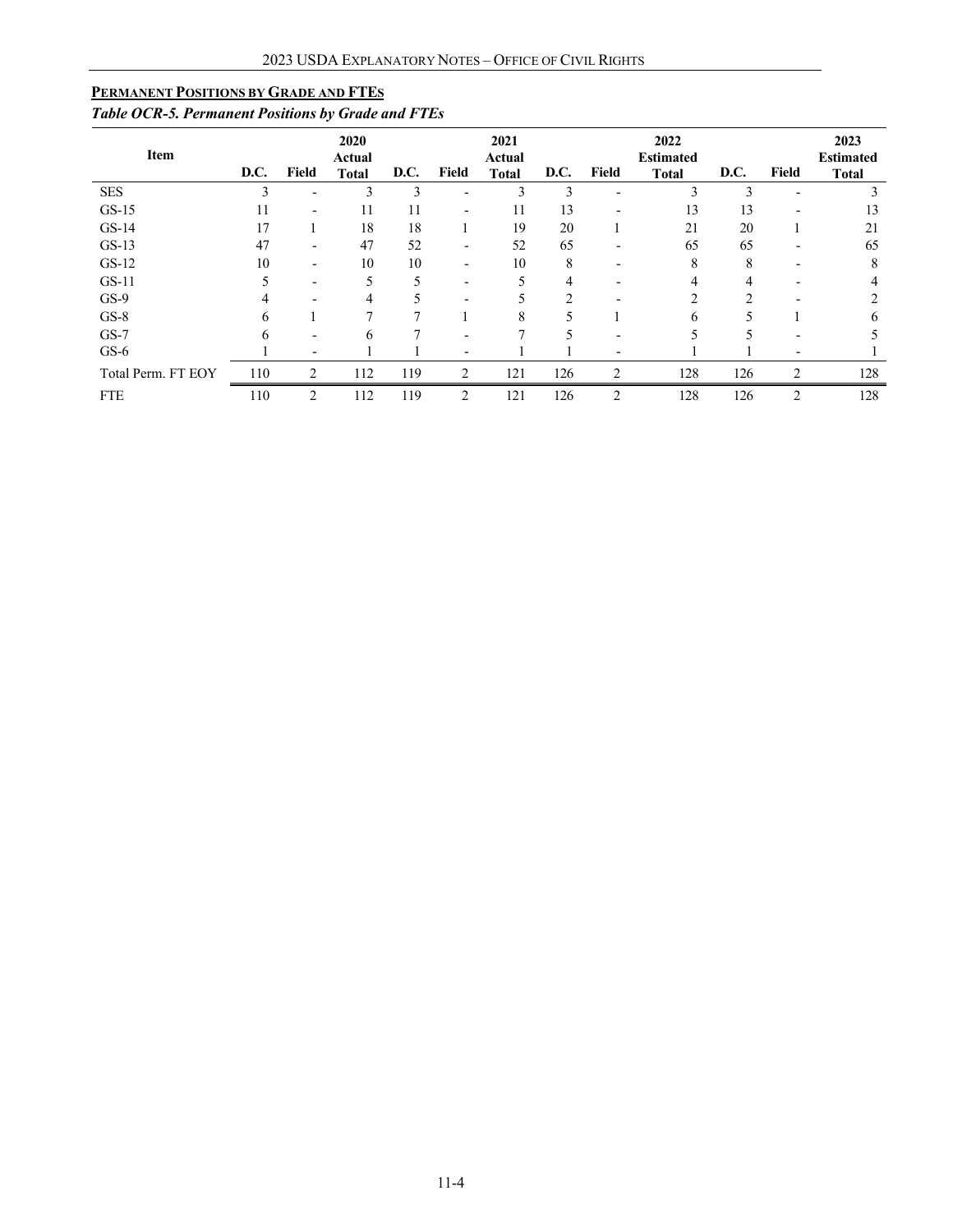## Permanent Positions by Grade and FTEs

*Table OCR-5. Permanent Positions by Grade and FTEs*

| Item | D.C. | Field | 2020 Actual Total | D.C. | Field | 2021 Actual Total | D.C. | Field | 2022 Estimated Total | D.C. | Field | 2023 Estimated Total |
|---|---|---|---|---|---|---|---|---|---|---|---|---|
| SES | 3 | - | 3 | 3 | - | 3 | 3 | - | 3 | 3 | - | 3 |
| GS-15 | 11 | - | 11 | 11 | - | 11 | 13 | - | 13 | 13 | - | 13 |
| GS-14 | 17 | 1 | 18 | 18 | 1 | 19 | 20 | 1 | 21 | 20 | 1 | 21 |
| GS-13 | 47 | - | 47 | 52 | - | 52 | 65 | - | 65 | 65 | - | 65 |
| GS-12 | 10 | - | 10 | 10 | - | 10 | 8 | - | 8 | 8 | - | 8 |
| GS-11 | 5 | - | 5 | 5 | - | 5 | 4 | - | 4 | 4 | - | 4 |
| GS-9 | 4 | - | 4 | 5 | - | 5 | 2 | - | 2 | 2 | - | 2 |
| GS-8 | 6 | 1 | 7 | 7 | 1 | 8 | 5 | 1 | 6 | 5 | 1 | 6 |
| GS-7 | 6 | - | 6 | 7 | - | 7 | 5 | - | 5 | 5 | - | 5 |
| GS-6 | 1 | - | 1 | 1 | - | 1 | 1 | - | 1 | 1 | - | 1 |
| Total Perm. FT EOY | 110 | 2 | 112 | 119 | 2 | 121 | 126 | 2 | 128 | 126 | 2 | 128 |
| FTE | 110 | 2 | 112 | 119 | 2 | 121 | 126 | 2 | 128 | 126 | 2 | 128 |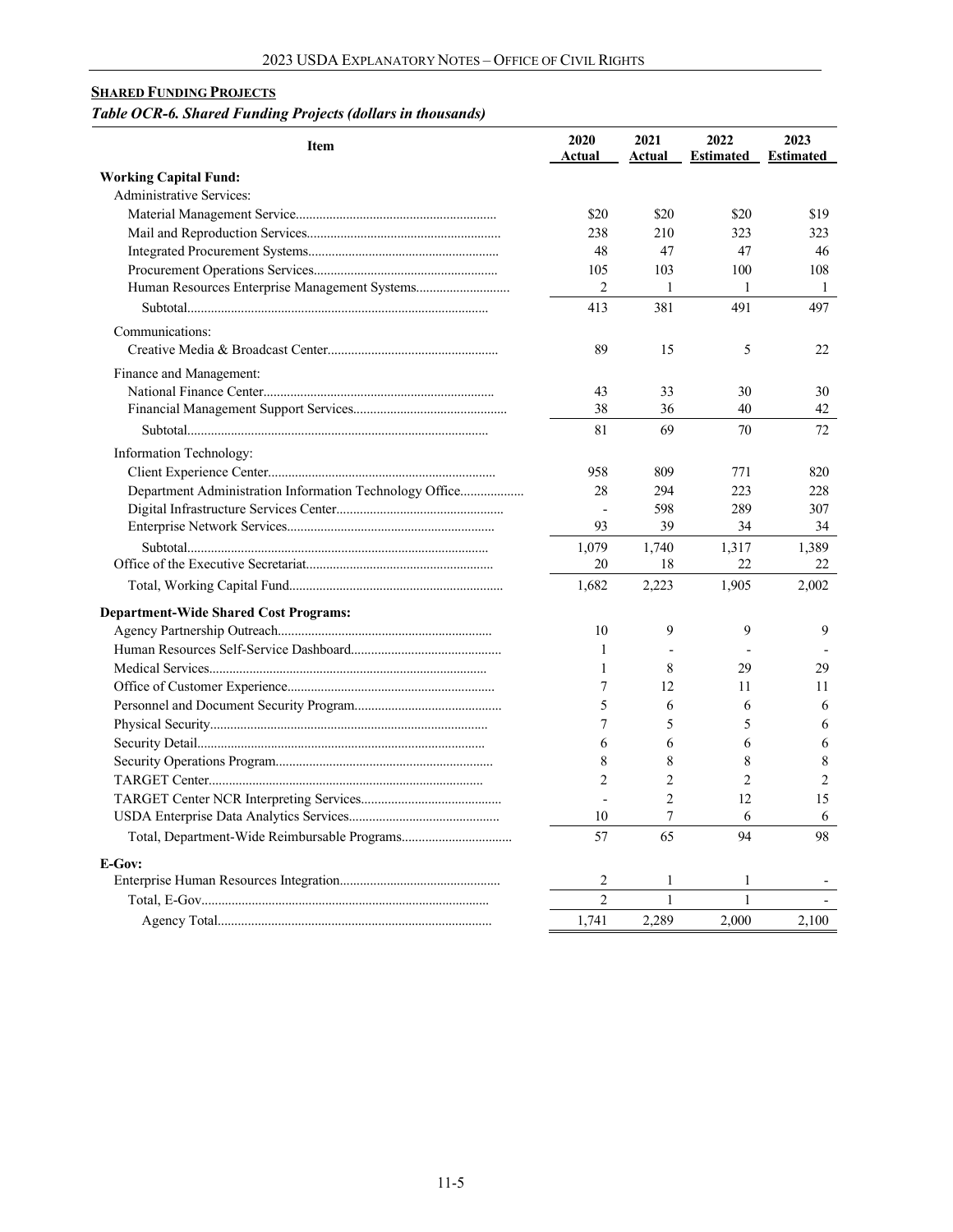**SHARED FUNDING PROJECTS**

***Table OCR-6. Shared Funding Projects (dollars in thousands)***

| Item | 2020 Actual | 2021 Actual | 2022 Estimated | 2023 Estimated |
|---|---|---|---|---|
| **Working Capital Fund:** | | | | |
| Administrative Services: | | | | |
| Material Management Service | $20 | $20 | $20 | $19 |
| Mail and Reproduction Services | 238 | 210 | 323 | 323 |
| Integrated Procurement Systems | 48 | 47 | 47 | 46 |
| Procurement Operations Services | 105 | 103 | 100 | 108 |
| Human Resources Enterprise Management Systems | 2 | 1 | 1 | 1 |
| Subtotal | 413 | 381 | 491 | 497 |
| Communications: | | | | |
| Creative Media & Broadcast Center | 89 | 15 | 5 | 22 |
| Finance and Management: | | | | |
| National Finance Center | 43 | 33 | 30 | 30 |
| Financial Management Support Services | 38 | 36 | 40 | 42 |
| Subtotal | 81 | 69 | 70 | 72 |
| Information Technology: | | | | |
| Client Experience Center | 958 | 809 | 771 | 820 |
| Department Administration Information Technology Office | 28 | 294 | 223 | 228 |
| Digital Infrastructure Services Center | - | 598 | 289 | 307 |
| Enterprise Network Services | 93 | 39 | 34 | 34 |
| Subtotal | 1,079 | 1,740 | 1,317 | 1,389 |
| Office of the Executive Secretariat | 20 | 18 | 22 | 22 |
| Total, Working Capital Fund | 1,682 | 2,223 | 1,905 | 2,002 |
| **Department-Wide Shared Cost Programs:** | | | | |
| Agency Partnership Outreach | 10 | 9 | 9 | 9 |
| Human Resources Self-Service Dashboard | 1 | - | - | - |
| Medical Services | 1 | 8 | 29 | 29 |
| Office of Customer Experience | 7 | 12 | 11 | 11 |
| Personnel and Document Security Program | 5 | 6 | 6 | 6 |
| Physical Security | 7 | 5 | 5 | 6 |
| Security Detail | 6 | 6 | 6 | 6 |
| Security Operations Program | 8 | 8 | 8 | 8 |
| TARGET Center | 2 | 2 | 2 | 2 |
| TARGET Center NCR Interpreting Services | - | 2 | 12 | 15 |
| USDA Enterprise Data Analytics Services | 10 | 7 | 6 | 6 |
| Total, Department-Wide Reimbursable Programs | 57 | 65 | 94 | 98 |
| **E-Gov:** | | | | |
| Enterprise Human Resources Integration | 2 | 1 | 1 | - |
| Total, E-Gov | 2 | 1 | 1 | - |
| Agency Total | 1,741 | 2,289 | 2,000 | 2,100 |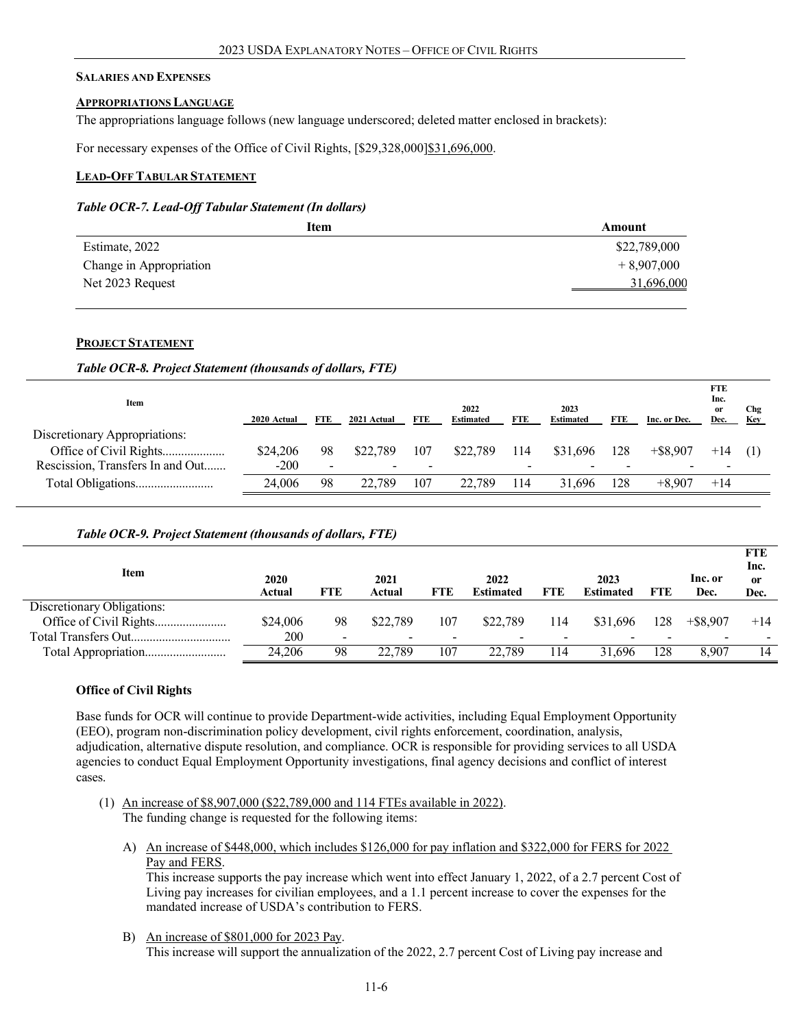**SALARIES AND EXPENSES**

**APPROPRIATIONS LANGUAGE**

The appropriations language follows (new language underscored; deleted matter enclosed in brackets):

For necessary expenses of the Office of Civil Rights, [$29,328,000]$31,696,000.

**LEAD-OFF TABULAR STATEMENT**

***Table OCR-7. Lead-Off Tabular Statement (In dollars)***

| Item | Amount |
|---|---|
| Estimate, 2022 | $22,789,000 |
| Change in Appropriation | + 8,907,000 |
| Net 2023 Request | 31,696,000 |

**PROJECT STATEMENT**

***Table OCR-8. Project Statement (thousands of dollars, FTE)***

| Item | 2020 Actual | FTE | 2021 Actual | FTE | 2022 Estimated | FTE | 2023 Estimated | FTE | Inc. or Dec. | FTE Inc. or Dec. | Chg Key |
|---|---|---|---|---|---|---|---|---|---|---|---|
| Discretionary Appropriations: | | | | | | | | | | | |
| Office of Civil Rights | $24,206 | 98 | $22,789 | 107 | $22,789 | 114 | $31,696 | 128 | +$8,907 | +14 | (1) |
| Rescission, Transfers In and Out | -200 | - | - | - | | - | - | - | - | - | |
| Total Obligations | 24,006 | 98 | 22,789 | 107 | 22,789 | 114 | 31,696 | 128 | +8,907 | +14 | |

***Table OCR-9. Project Statement (thousands of dollars, FTE)***

| Item | 2020 Actual | FTE | 2021 Actual | FTE | 2022 Estimated | FTE | 2023 Estimated | FTE | Inc. or Dec. | FTE Inc. or Dec. |
|---|---|---|---|---|---|---|---|---|---|---|
| Discretionary Obligations: | | | | | | | | | | |
| Office of Civil Rights | $24,006 | 98 | $22,789 | 107 | $22,789 | 114 | $31,696 | 128 | +$8,907 | +14 |
| Total Transfers Out | 200 | - | - | - | - | - | - | - | - | - |
| Total Appropriation | 24,206 | 98 | 22,789 | 107 | 22,789 | 114 | 31,696 | 128 | 8,907 | 14 |

**Office of Civil Rights**

Base funds for OCR will continue to provide Department-wide activities, including Equal Employment Opportunity (EEO), program non-discrimination policy development, civil rights enforcement, coordination, analysis, adjudication, alternative dispute resolution, and compliance. OCR is responsible for providing services to all USDA agencies to conduct Equal Employment Opportunity investigations, final agency decisions and conflict of interest cases.

(1) An increase of $8,907,000 ($22,789,000 and 114 FTEs available in 2022).
The funding change is requested for the following items:

A) An increase of $448,000, which includes $126,000 for pay inflation and $322,000 for FERS for 2022 Pay and FERS.
This increase supports the pay increase which went into effect January 1, 2022, of a 2.7 percent Cost of Living pay increases for civilian employees, and a 1.1 percent increase to cover the expenses for the mandated increase of USDA's contribution to FERS.

B) An increase of $801,000 for 2023 Pay.
This increase will support the annualization of the 2022, 2.7 percent Cost of Living pay increase and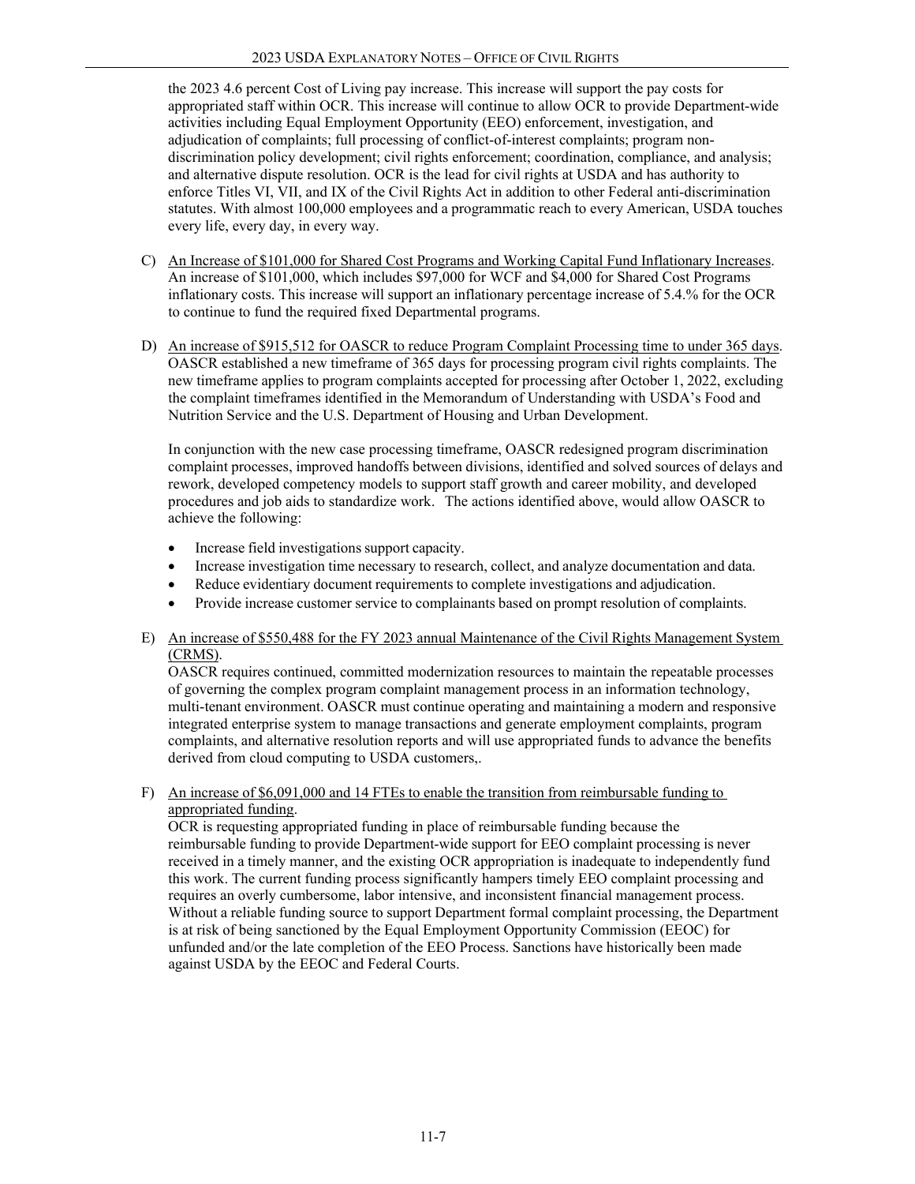the 2023 4.6 percent Cost of Living pay increase. This increase will support the pay costs for appropriated staff within OCR. This increase will continue to allow OCR to provide Department-wide activities including Equal Employment Opportunity (EEO) enforcement, investigation, and adjudication of complaints; full processing of conflict-of-interest complaints; program non-discrimination policy development; civil rights enforcement; coordination, compliance, and analysis; and alternative dispute resolution. OCR is the lead for civil rights at USDA and has authority to enforce Titles VI, VII, and IX of the Civil Rights Act in addition to other Federal anti-discrimination statutes. With almost 100,000 employees and a programmatic reach to every American, USDA touches every life, every day, in every way.

C) An Increase of $101,000 for Shared Cost Programs and Working Capital Fund Inflationary Increases. An increase of $101,000, which includes $97,000 for WCF and $4,000 for Shared Cost Programs inflationary costs. This increase will support an inflationary percentage increase of 5.4.% for the OCR to continue to fund the required fixed Departmental programs.

D) An increase of $915,512 for OASCR to reduce Program Complaint Processing time to under 365 days. OASCR established a new timeframe of 365 days for processing program civil rights complaints. The new timeframe applies to program complaints accepted for processing after October 1, 2022, excluding the complaint timeframes identified in the Memorandum of Understanding with USDA's Food and Nutrition Service and the U.S. Department of Housing and Urban Development.

In conjunction with the new case processing timeframe, OASCR redesigned program discrimination complaint processes, improved handoffs between divisions, identified and solved sources of delays and rework, developed competency models to support staff growth and career mobility, and developed procedures and job aids to standardize work. The actions identified above, would allow OASCR to achieve the following:

- Increase field investigations support capacity.
- Increase investigation time necessary to research, collect, and analyze documentation and data.
- Reduce evidentiary document requirements to complete investigations and adjudication.
- Provide increase customer service to complainants based on prompt resolution of complaints.

E) An increase of $550,488 for the FY 2023 annual Maintenance of the Civil Rights Management System (CRMS).
OASCR requires continued, committed modernization resources to maintain the repeatable processes of governing the complex program complaint management process in an information technology, multi-tenant environment. OASCR must continue operating and maintaining a modern and responsive integrated enterprise system to manage transactions and generate employment complaints, program complaints, and alternative resolution reports and will use appropriated funds to advance the benefits derived from cloud computing to USDA customers,.

F) An increase of $6,091,000 and 14 FTEs to enable the transition from reimbursable funding to appropriated funding.
OCR is requesting appropriated funding in place of reimbursable funding because the reimbursable funding to provide Department-wide support for EEO complaint processing is never received in a timely manner, and the existing OCR appropriation is inadequate to independently fund this work. The current funding process significantly hampers timely EEO complaint processing and requires an overly cumbersome, labor intensive, and inconsistent financial management process. Without a reliable funding source to support Department formal complaint processing, the Department is at risk of being sanctioned by the Equal Employment Opportunity Commission (EEOC) for unfunded and/or the late completion of the EEO Process. Sanctions have historically been made against USDA by the EEOC and Federal Courts.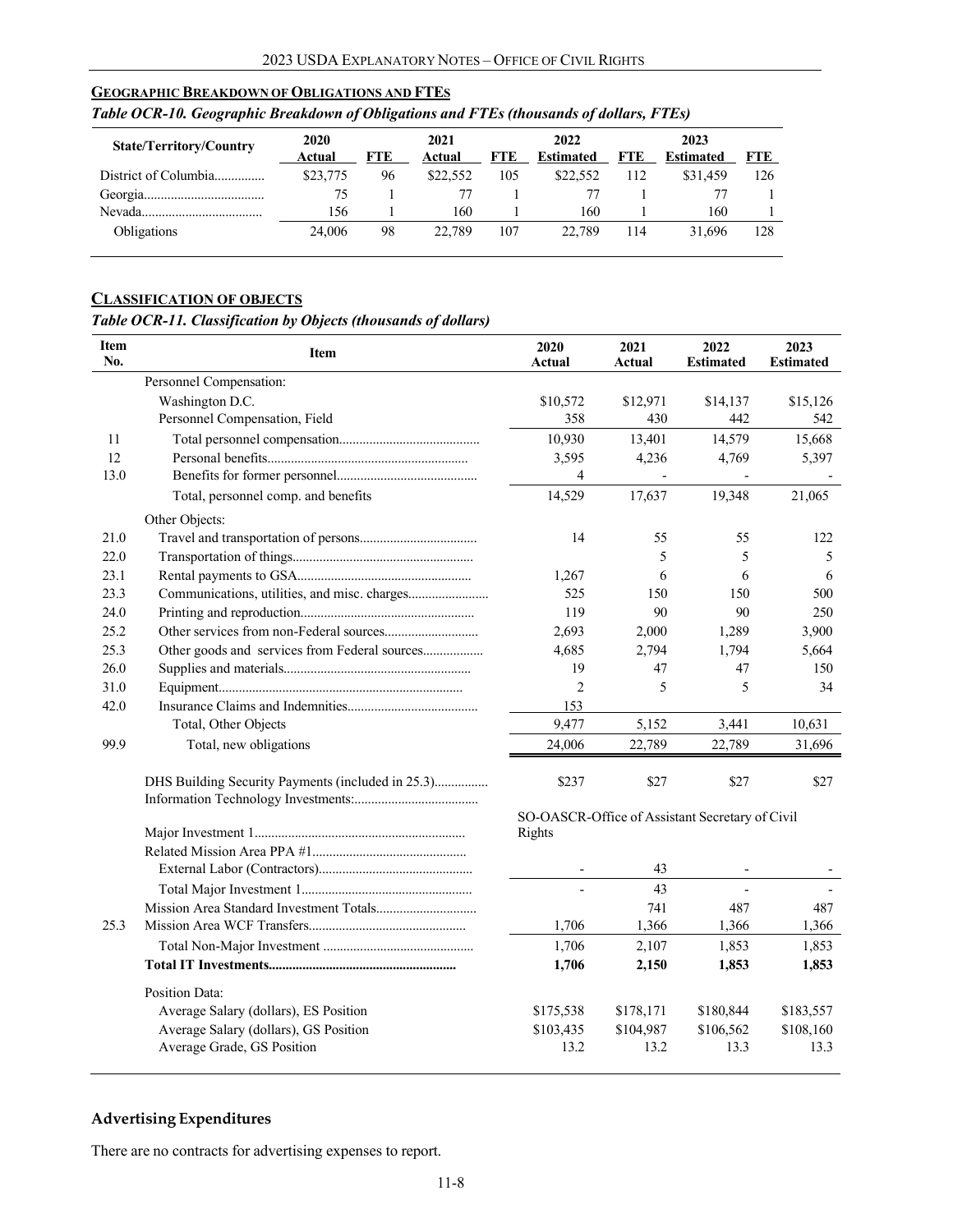## GEOGRAPHIC BREAKDOWN OF OBLIGATIONS AND FTEs

*Table OCR-10. Geographic Breakdown of Obligations and FTEs (thousands of dollars, FTEs)*

| State/Territory/Country | 2020 Actual | FTE | 2021 Actual | FTE | 2022 Estimated | FTE | 2023 Estimated | FTE |
|---|---|---|---|---|---|---|---|---|
| District of Columbia............... | $23,775 | 96 | $22,552 | 105 | $22,552 | 112 | $31,459 | 126 |
| Georgia.................................... | 75 | 1 | 77 | 1 | 77 | 1 | 77 | 1 |
| Nevada.................................... | 156 | 1 | 160 | 1 | 160 | 1 | 160 | 1 |
| Obligations | 24,006 | 98 | 22,789 | 107 | 22,789 | 114 | 31,696 | 128 |

## CLASSIFICATION OF OBJECTS

*Table OCR-11. Classification by Objects (thousands of dollars)*

| Item No. | Item | 2020 Actual | 2021 Actual | 2022 Estimated | 2023 Estimated |
|---|---|---|---|---|---|
| | Personnel Compensation: | | | | |
| | Washington D.C. | $10,572 | $12,971 | $14,137 | $15,126 |
| | Personnel Compensation, Field | 358 | 430 | 442 | 542 |
| 11 | Total personnel compensation......................................... | 10,930 | 13,401 | 14,579 | 15,668 |
| 12 | Personal benefits........................................................... | 3,595 | 4,236 | 4,769 | 5,397 |
| 13.0 | Benefits for former personnel......................................... | 4 | - | - | - |
| | Total, personnel comp. and benefits | 14,529 | 17,637 | 19,348 | 21,065 |
| | Other Objects: | | | | |
| 21.0 | Travel and transportation of persons.................................. | 14 | 55 | 55 | 122 |
| 22.0 | Transportation of things..................................................... | | 5 | 5 | 5 |
| 23.1 | Rental payments to GSA................................................... | 1,267 | 6 | 6 | 6 |
| 23.3 | Communications, utilities, and misc. charges....................... | 525 | 150 | 150 | 500 |
| 24.0 | Printing and reproduction................................................... | 119 | 90 | 90 | 250 |
| 25.2 | Other services from non-Federal sources........................... | 2,693 | 2,000 | 1,289 | 3,900 |
| 25.3 | Other goods and services from Federal sources................. | 4,685 | 2,794 | 1,794 | 5,664 |
| 26.0 | Supplies and materials....................................................... | 19 | 47 | 47 | 150 |
| 31.0 | Equipment........................................................................ | 2 | 5 | 5 | 34 |
| 42.0 | Insurance Claims and Indemnities...................................... | 153 | | | |
| | Total, Other Objects | 9,477 | 5,152 | 3,441 | 10,631 |
| 99.9 | Total, new obligations | 24,006 | 22,789 | 22,789 | 31,696 |
| | DHS Building Security Payments (included in 25.3)................ | $237 | $27 | $27 | $27 |
| | Information Technology Investments:.................................... | | | | |
| | Major Investment 1.............................................................. | SO-OASCR-Office of Assistant Secretary of Civil Rights | | | |
| | Related Mission Area PPA #1............................................. | | | | |
| | External Labor (Contractors)............................................. | - | 43 | - | - |
| | Total Major Investment 1.................................................. | - | 43 | - | - |
| | Mission Area Standard Investment Totals............................. | | 741 | 487 | 487 |
| 25.3 | Mission Area WCF Transfers.............................................. | 1,706 | 1,366 | 1,366 | 1,366 |
| | Total Non-Major Investment ............................................ | 1,706 | 2,107 | 1,853 | 1,853 |
| | **Total IT Investments.......................................................** | **1,706** | **2,150** | **1,853** | **1,853** |
| | Position Data: | | | | |
| | Average Salary (dollars), ES Position | $175,538 | $178,171 | $180,844 | $183,557 |
| | Average Salary (dollars), GS Position | $103,435 | $104,987 | $106,562 | $108,160 |
| | Average Grade, GS Position | 13.2 | 13.2 | 13.3 | 13.3 |

### Advertising Expenditures

There are no contracts for advertising expenses to report.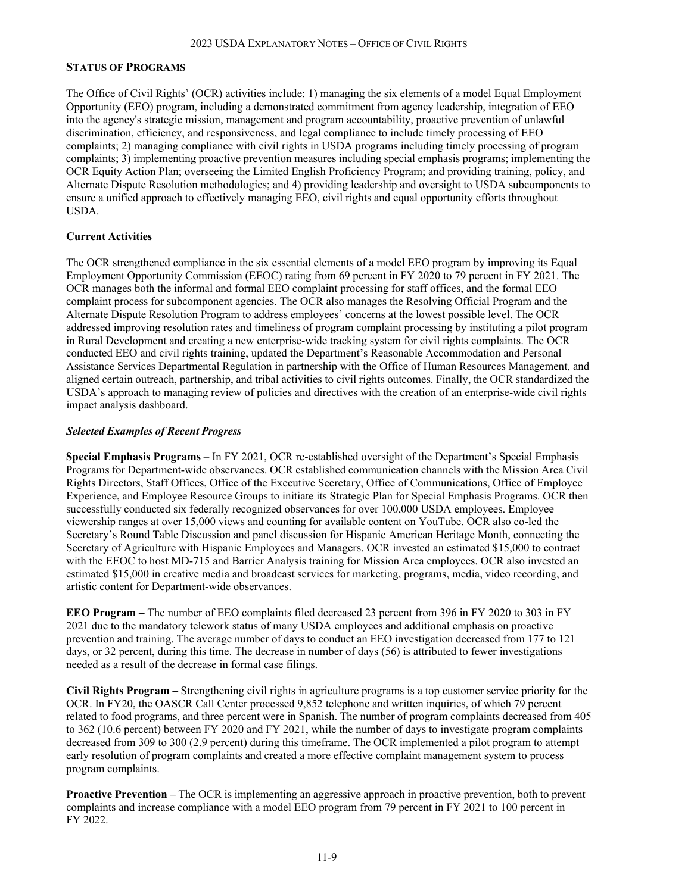## STATUS OF PROGRAMS

The Office of Civil Rights' (OCR) activities include: 1) managing the six elements of a model Equal Employment Opportunity (EEO) program, including a demonstrated commitment from agency leadership, integration of EEO into the agency's strategic mission, management and program accountability, proactive prevention of unlawful discrimination, efficiency, and responsiveness, and legal compliance to include timely processing of EEO complaints; 2) managing compliance with civil rights in USDA programs including timely processing of program complaints; 3) implementing proactive prevention measures including special emphasis programs; implementing the OCR Equity Action Plan; overseeing the Limited English Proficiency Program; and providing training, policy, and Alternate Dispute Resolution methodologies; and 4) providing leadership and oversight to USDA subcomponents to ensure a unified approach to effectively managing EEO, civil rights and equal opportunity efforts throughout USDA.

### Current Activities

The OCR strengthened compliance in the six essential elements of a model EEO program by improving its Equal Employment Opportunity Commission (EEOC) rating from 69 percent in FY 2020 to 79 percent in FY 2021. The OCR manages both the informal and formal EEO complaint processing for staff offices, and the formal EEO complaint process for subcomponent agencies. The OCR also manages the Resolving Official Program and the Alternate Dispute Resolution Program to address employees' concerns at the lowest possible level. The OCR addressed improving resolution rates and timeliness of program complaint processing by instituting a pilot program in Rural Development and creating a new enterprise-wide tracking system for civil rights complaints. The OCR conducted EEO and civil rights training, updated the Department's Reasonable Accommodation and Personal Assistance Services Departmental Regulation in partnership with the Office of Human Resources Management, and aligned certain outreach, partnership, and tribal activities to civil rights outcomes. Finally, the OCR standardized the USDA's approach to managing review of policies and directives with the creation of an enterprise-wide civil rights impact analysis dashboard.

#### *Selected Examples of Recent Progress*

**Special Emphasis Programs** – In FY 2021, OCR re-established oversight of the Department's Special Emphasis Programs for Department-wide observances. OCR established communication channels with the Mission Area Civil Rights Directors, Staff Offices, Office of the Executive Secretary, Office of Communications, Office of Employee Experience, and Employee Resource Groups to initiate its Strategic Plan for Special Emphasis Programs. OCR then successfully conducted six federally recognized observances for over 100,000 USDA employees. Employee viewership ranges at over 15,000 views and counting for available content on YouTube. OCR also co-led the Secretary's Round Table Discussion and panel discussion for Hispanic American Heritage Month, connecting the Secretary of Agriculture with Hispanic Employees and Managers. OCR invested an estimated $15,000 to contract with the EEOC to host MD-715 and Barrier Analysis training for Mission Area employees. OCR also invested an estimated $15,000 in creative media and broadcast services for marketing, programs, media, video recording, and artistic content for Department-wide observances.

**EEO Program –** The number of EEO complaints filed decreased 23 percent from 396 in FY 2020 to 303 in FY 2021 due to the mandatory telework status of many USDA employees and additional emphasis on proactive prevention and training. The average number of days to conduct an EEO investigation decreased from 177 to 121 days, or 32 percent, during this time. The decrease in number of days (56) is attributed to fewer investigations needed as a result of the decrease in formal case filings.

**Civil Rights Program –** Strengthening civil rights in agriculture programs is a top customer service priority for the OCR. In FY20, the OASCR Call Center processed 9,852 telephone and written inquiries, of which 79 percent related to food programs, and three percent were in Spanish. The number of program complaints decreased from 405 to 362 (10.6 percent) between FY 2020 and FY 2021, while the number of days to investigate program complaints decreased from 309 to 300 (2.9 percent) during this timeframe. The OCR implemented a pilot program to attempt early resolution of program complaints and created a more effective complaint management system to process program complaints.

**Proactive Prevention –** The OCR is implementing an aggressive approach in proactive prevention, both to prevent complaints and increase compliance with a model EEO program from 79 percent in FY 2021 to 100 percent in FY 2022.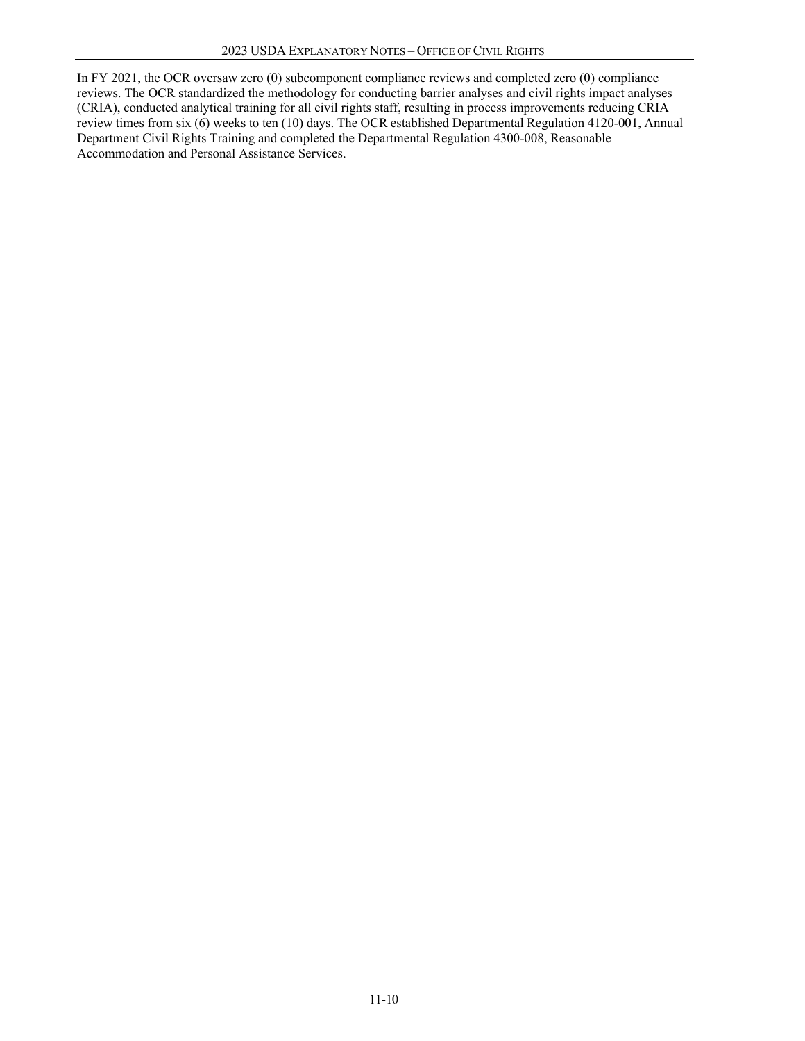In FY 2021, the OCR oversaw zero (0) subcomponent compliance reviews and completed zero (0) compliance reviews. The OCR standardized the methodology for conducting barrier analyses and civil rights impact analyses (CRIA), conducted analytical training for all civil rights staff, resulting in process improvements reducing CRIA review times from six (6) weeks to ten (10) days. The OCR established Departmental Regulation 4120-001, Annual Department Civil Rights Training and completed the Departmental Regulation 4300-008, Reasonable Accommodation and Personal Assistance Services.